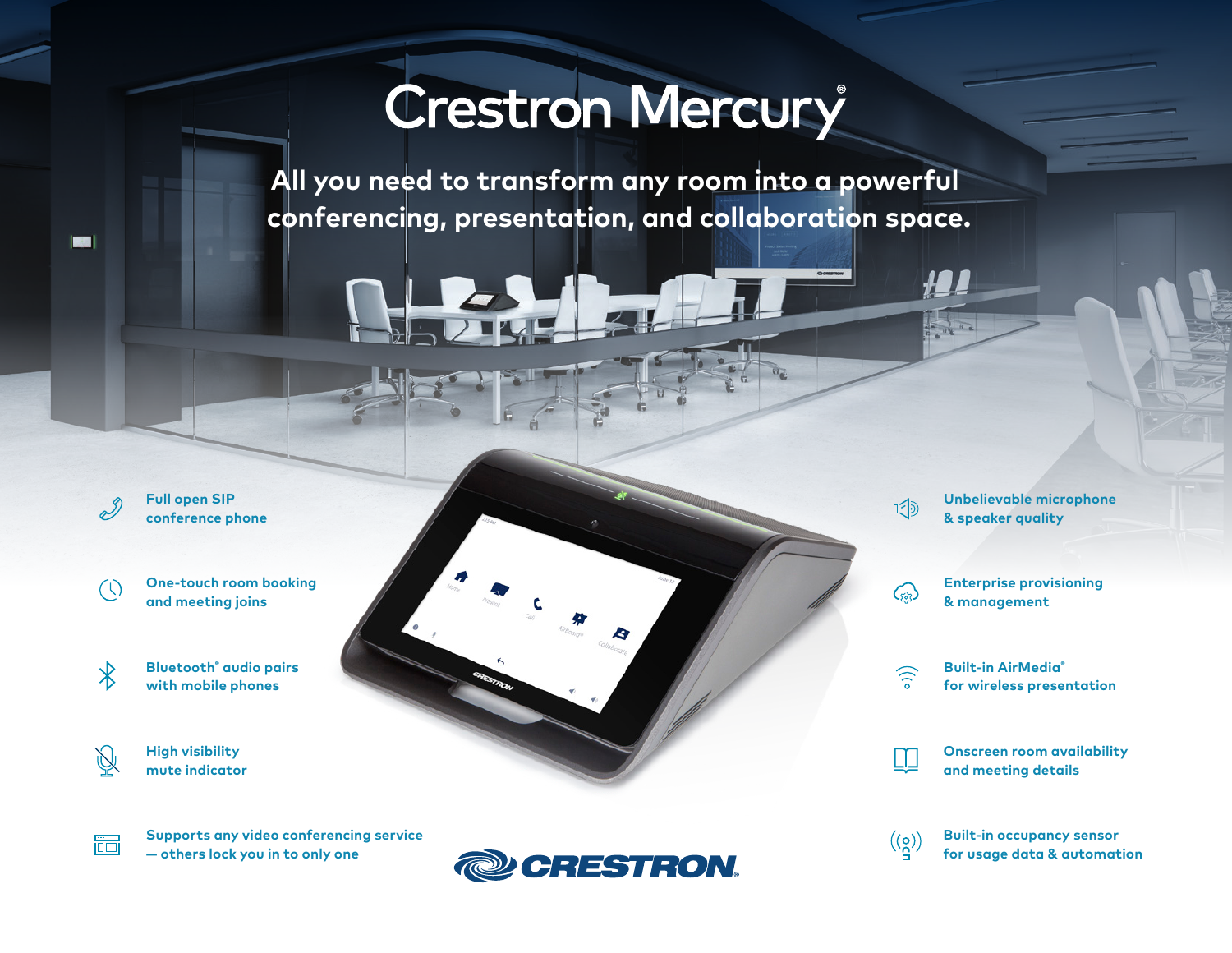# Crestron Mercury®

## All you need to transform any room into a powerful conferencing, presentation, and collaboration space.

- **Full open SIP conference phone**
- **One-touch room booking and meeting joins**
- **Bluetooth® audio pairs with mobile phones**
- **High visibility mute indicator**
- **Supports any video conferencing service — others lock you in to only one**
- **Unbelievable microphone & speaker quality**
- **Enterprise provisioning & management**
- **Built-in AirMedia® for wireless presentation**
- **Onscreen room availability and meeting details**
- **Built-in occupancy sensor for usage data & automation**

CRESTRON®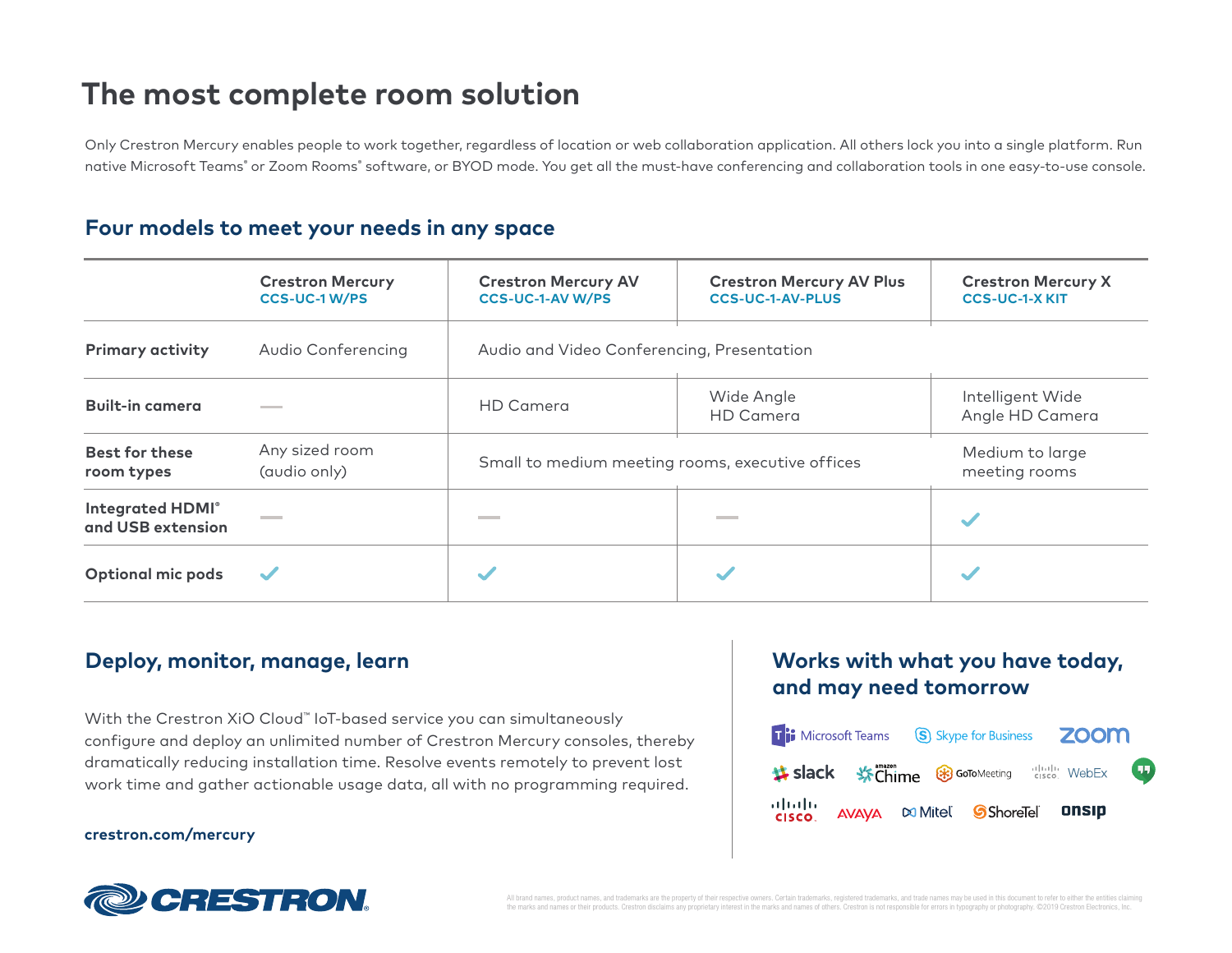# The most complete room solution

Only Crestron Mercury enables people to work together, regardless of location or web collaboration application. All others lock you into a single platform. Run native Microsoft Teams® or Zoom Rooms® software, or BYOD mode. You get all the must-have conferencing and collaboration tools in one easy-to-use console.

## Four models to meet your needs in any space

| | Crestron Mercury CCS-UC-1 W/PS | Crestron Mercury AV CCS-UC-1-AV W/PS | Crestron Mercury AV Plus CCS-UC-1-AV-PLUS | Crestron Mercury X CCS-UC-1-X KIT |
|---|---|---|---|---|
| **Primary activity** | Audio Conferencing | Audio and Video Conferencing, Presentation | | |
| **Built-in camera** | — | HD Camera | Wide Angle HD Camera | Intelligent Wide Angle HD Camera |
| **Best for these room types** | Any sized room (audio only) | Small to medium meeting rooms, executive offices | | Medium to large meeting rooms |
| **Integrated HDMI® and USB extension** | — | — | — | ✓ |
| **Optional mic pods** | ✓ | ✓ | ✓ | ✓ |

## Deploy, monitor, manage, learn

With the Crestron XiO Cloud™ IoT-based service you can simultaneously configure and deploy an unlimited number of Crestron Mercury consoles, thereby dramatically reducing installation time. Resolve events remotely to prevent lost work time and gather actionable usage data, all with no programming required.

**crestron.com/mercury**

## Works with what you have today, and may need tomorrow

Microsoft Teams, Skype for Business, zoom, slack, amazon Chime, GoToMeeting, Cisco WebEx, Cisco, AVAYA, Mitel, ShoreTel, onsip

CRESTRON®

All brand names, product names, and trademarks are the property of their respective owners. Certain trademarks, registered trademarks, and trade names may be used in this document to refer to either the entities claiming the marks and names or their products. Crestron disclaims any proprietary interest in the marks and names of others. Crestron is not responsible for errors in typography or photography. ©2019 Crestron Electronics, Inc.